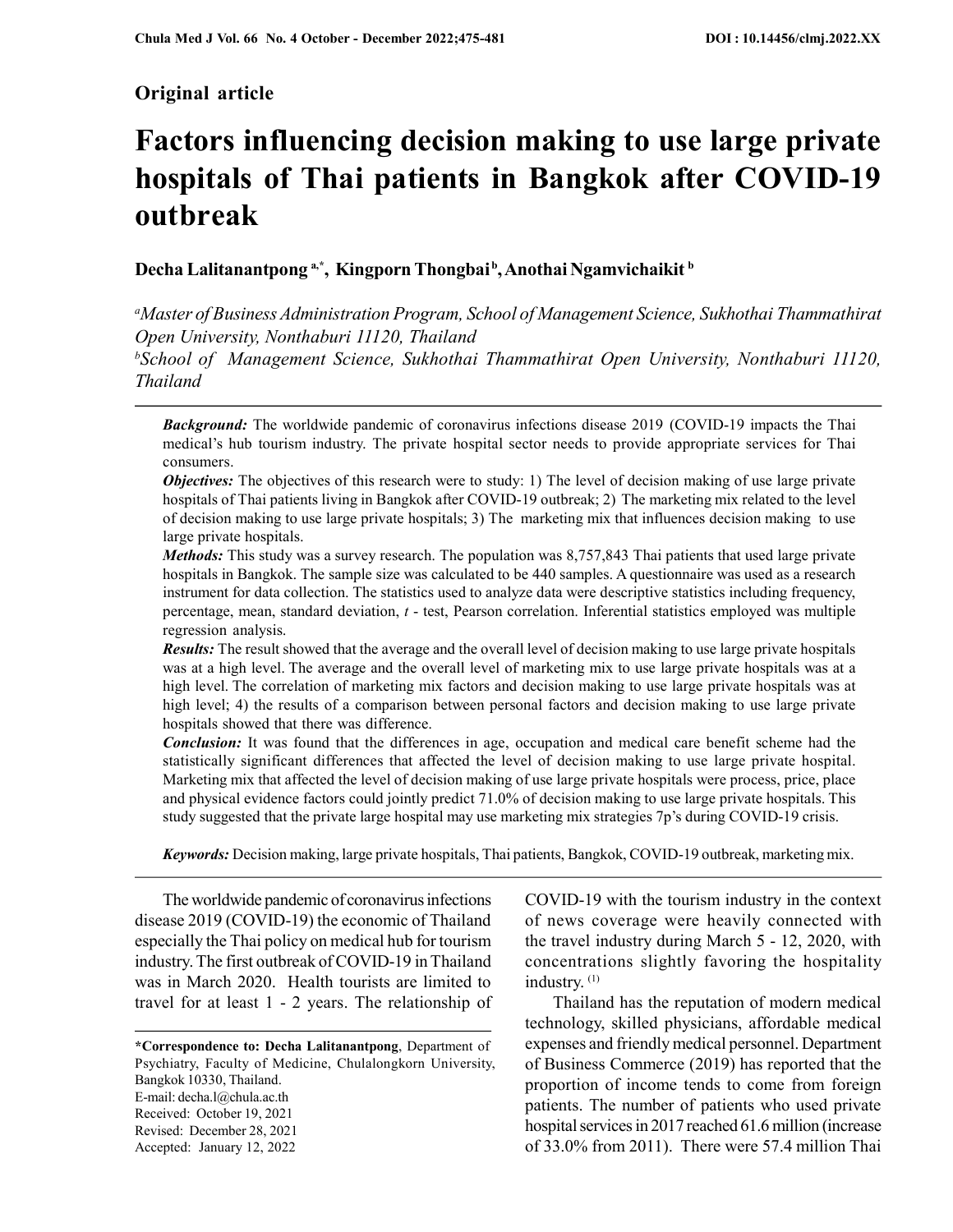**Original article**

# Factors influencing decision making to use large private hospitals of Thai patients in Bangkok after COVID-19 outbreak

**Decha Lalitanantpong [a,*], Kingporn Thongbai [b], Anothai Ngamvichaikit [b]**

[a]*Master of Business Administration Program, School of Management Science, Sukhothai Thammathirat Open University, Nonthaburi 11120, Thailand*

[b]*School of Management Science, Sukhothai Thammathirat Open University, Nonthaburi 11120, Thailand*

---

***Background:*** The worldwide pandemic of coronavirus infections disease 2019 (COVID-19 impacts the Thai medical's hub tourism industry. The private hospital sector needs to provide appropriate services for Thai consumers.

***Objectives:*** The objectives of this research were to study: 1) The level of decision making of use large private hospitals of Thai patients living in Bangkok after COVID-19 outbreak; 2) The marketing mix related to the level of decision making to use large private hospitals; 3) The marketing mix that influences decision making to use large private hospitals.

***Methods:*** This study was a survey research. The population was 8,757,843 Thai patients that used large private hospitals in Bangkok. The sample size was calculated to be 440 samples. A questionnaire was used as a research instrument for data collection. The statistics used to analyze data were descriptive statistics including frequency, percentage, mean, standard deviation, *t* - test, Pearson correlation. Inferential statistics employed was multiple regression analysis.

***Results:*** The result showed that the average and the overall level of decision making to use large private hospitals was at a high level. The average and the overall level of marketing mix to use large private hospitals was at a high level. The correlation of marketing mix factors and decision making to use large private hospitals was at high level; 4) the results of a comparison between personal factors and decision making to use large private hospitals showed that there was difference.

***Conclusion:*** It was found that the differences in age, occupation and medical care benefit scheme had the statistically significant differences that affected the level of decision making to use large private hospital. Marketing mix that affected the level of decision making of use large private hospitals were process, price, place and physical evidence factors could jointly predict 71.0% of decision making to use large private hospitals. This study suggested that the private large hospital may use marketing mix strategies 7p's during COVID-19 crisis.

***Keywords:*** Decision making, large private hospitals, Thai patients, Bangkok, COVID-19 outbreak, marketing mix.

---

The worldwide pandemic of coronavirus infections disease 2019 (COVID-19) the economic of Thailand especially the Thai policy on medical hub for tourism industry. The first outbreak of COVID-19 in Thailand was in March 2020. Health tourists are limited to travel for at least 1 - 2 years. The relationship of COVID-19 with the tourism industry in the context of news coverage were heavily connected with the travel industry during March 5 - 12, 2020, with concentrations slightly favoring the hospitality industry. [1]

Thailand has the reputation of modern medical technology, skilled physicians, affordable medical expenses and friendly medical personnel. Department of Business Commerce (2019) has reported that the proportion of income tends to come from foreign patients. The number of patients who used private hospital services in 2017 reached 61.6 million (increase of 33.0% from 2011). There were 57.4 million Thai

---

**\*Correspondence to: Decha Lalitanantpong**, Department of Psychiatry, Faculty of Medicine, Chulalongkorn University, Bangkok 10330, Thailand.
E-mail: decha.l@chula.ac.th
Received: October 19, 2021
Revised: December 28, 2021
Accepted: January 12, 2022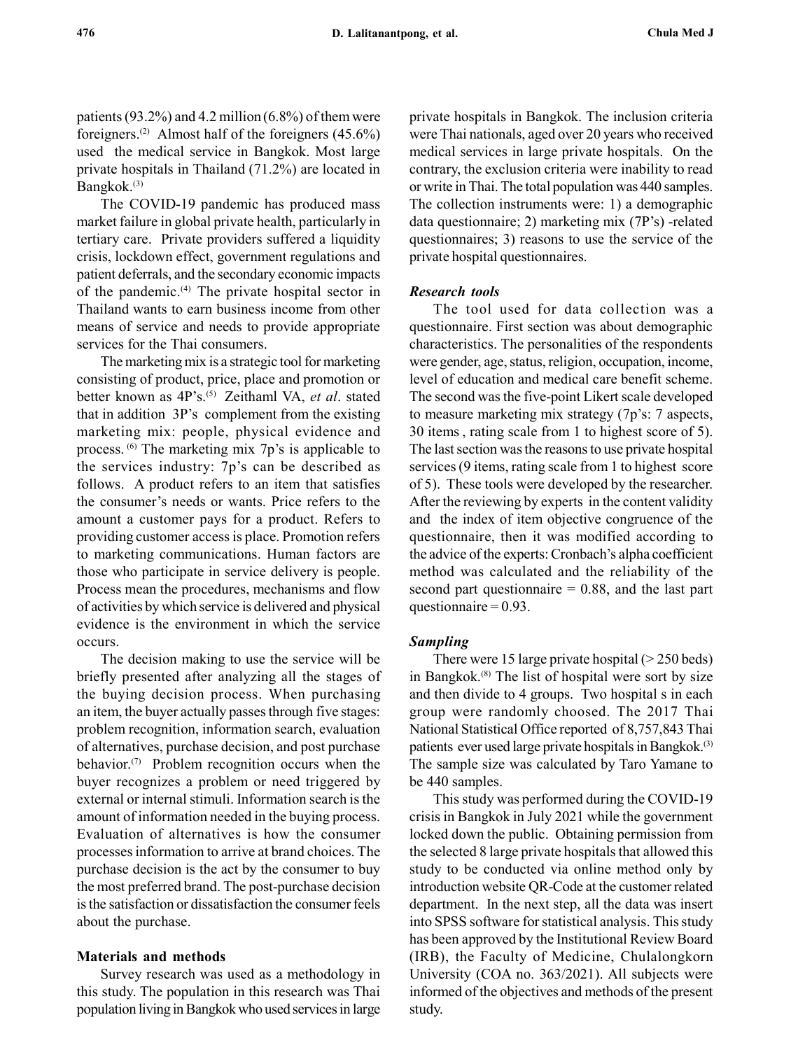patients (93.2%) and 4.2 million (6.8%) of them were foreigners.[2] Almost half of the foreigners (45.6%) used the medical service in Bangkok. Most large private hospitals in Thailand (71.2%) are located in Bangkok.[3]

The COVID-19 pandemic has produced mass market failure in global private health, particularly in tertiary care. Private providers suffered a liquidity crisis, lockdown effect, government regulations and patient deferrals, and the secondary economic impacts of the pandemic.[4] The private hospital sector in Thailand wants to earn business income from other means of service and needs to provide appropriate services for the Thai consumers.

The marketing mix is a strategic tool for marketing consisting of product, price, place and promotion or better known as 4P's.[5] Zeithaml VA, *et al*. stated that in addition 3P's complement from the existing marketing mix: people, physical evidence and process.[6] The marketing mix 7p's is applicable to the services industry: 7p's can be described as follows. A product refers to an item that satisfies the consumer's needs or wants. Price refers to the amount a customer pays for a product. Refers to providing customer access is place. Promotion refers to marketing communications. Human factors are those who participate in service delivery is people. Process mean the procedures, mechanisms and flow of activities by which service is delivered and physical evidence is the environment in which the service occurs.

The decision making to use the service will be briefly presented after analyzing all the stages of the buying decision process. When purchasing an item, the buyer actually passes through five stages: problem recognition, information search, evaluation of alternatives, purchase decision, and post purchase behavior.[7] Problem recognition occurs when the buyer recognizes a problem or need triggered by external or internal stimuli. Information search is the amount of information needed in the buying process. Evaluation of alternatives is how the consumer processes information to arrive at brand choices. The purchase decision is the act by the consumer to buy the most preferred brand. The post-purchase decision is the satisfaction or dissatisfaction the consumer feels about the purchase.

## Materials and methods

Survey research was used as a methodology in this study. The population in this research was Thai population living in Bangkok who used services in large private hospitals in Bangkok. The inclusion criteria were Thai nationals, aged over 20 years who received medical services in large private hospitals. On the contrary, the exclusion criteria were inability to read or write in Thai. The total population was 440 samples. The collection instruments were: 1) a demographic data questionnaire; 2) marketing mix (7P's) -related questionnaires; 3) reasons to use the service of the private hospital questionnaires.

### *Research tools*

The tool used for data collection was a questionnaire. First section was about demographic characteristics. The personalities of the respondents were gender, age, status, religion, occupation, income, level of education and medical care benefit scheme. The second was the five-point Likert scale developed to measure marketing mix strategy (7p's: 7 aspects, 30 items , rating scale from 1 to highest score of 5). The last section was the reasons to use private hospital services (9 items, rating scale from 1 to highest score of 5). These tools were developed by the researcher. After the reviewing by experts in the content validity and the index of item objective congruence of the questionnaire, then it was modified according to the advice of the experts: Cronbach's alpha coefficient method was calculated and the reliability of the second part questionnaire = 0.88, and the last part questionnaire = 0.93.

### *Sampling*

There were 15 large private hospital (> 250 beds) in Bangkok.[8] The list of hospital were sort by size and then divide to 4 groups. Two hospital s in each group were randomly choosed. The 2017 Thai National Statistical Office reported of 8,757,843 Thai patients ever used large private hospitals in Bangkok.[3] The sample size was calculated by Taro Yamane to be 440 samples.

This study was performed during the COVID-19 crisis in Bangkok in July 2021 while the government locked down the public. Obtaining permission from the selected 8 large private hospitals that allowed this study to be conducted via online method only by introduction website QR-Code at the customer related department. In the next step, all the data was insert into SPSS software for statistical analysis. This study has been approved by the Institutional Review Board (IRB), the Faculty of Medicine, Chulalongkorn University (COA no. 363/2021). All subjects were informed of the objectives and methods of the present study.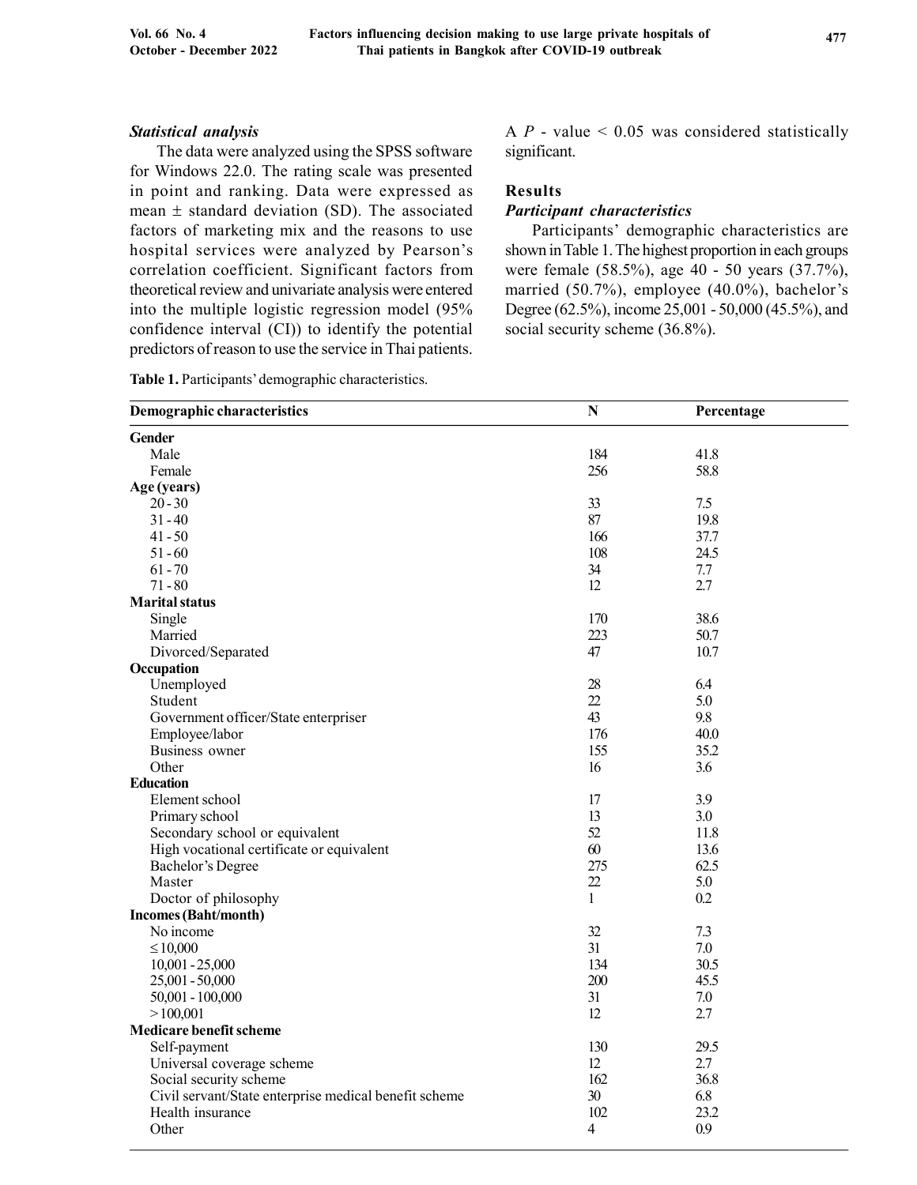### *Statistical analysis*

The data were analyzed using the SPSS software for Windows 22.0. The rating scale was presented in point and ranking. Data were expressed as mean ± standard deviation (SD). The associated factors of marketing mix and the reasons to use hospital services were analyzed by Pearson's correlation coefficient. Significant factors from theoretical review and univariate analysis were entered into the multiple logistic regression model (95% confidence interval (CI)) to identify the potential predictors of reason to use the service in Thai patients. A $P$ - value < 0.05 was considered statistically significant.

## Results

### *Participant characteristics*

Participants' demographic characteristics are shown in Table 1. The highest proportion in each groups were female (58.5%), age 40 - 50 years (37.7%), married (50.7%), employee (40.0%), bachelor's Degree (62.5%), income 25,001 - 50,000 (45.5%), and social security scheme (36.8%).

**Table 1.** Participants' demographic characteristics.

| Demographic characteristics | N | Percentage |
|---|---|---|
| **Gender** | | |
| Male | 184 | 41.8 |
| Female | 256 | 58.8 |
| **Age (years)** | | |
| 20 - 30 | 33 | 7.5 |
| 31 - 40 | 87 | 19.8 |
| 41 - 50 | 166 | 37.7 |
| 51 - 60 | 108 | 24.5 |
| 61 - 70 | 34 | 7.7 |
| 71 - 80 | 12 | 2.7 |
| **Marital status** | | |
| Single | 170 | 38.6 |
| Married | 223 | 50.7 |
| Divorced/Separated | 47 | 10.7 |
| **Occupation** | | |
| Unemployed | 28 | 6.4 |
| Student | 22 | 5.0 |
| Government officer/State enterpriser | 43 | 9.8 |
| Employee/labor | 176 | 40.0 |
| Business owner | 155 | 35.2 |
| Other | 16 | 3.6 |
| **Education** | | |
| Element school | 17 | 3.9 |
| Primary school | 13 | 3.0 |
| Secondary school or equivalent | 52 | 11.8 |
| High vocational certificate or equivalent | 60 | 13.6 |
| Bachelor's Degree | 275 | 62.5 |
| Master | 22 | 5.0 |
| Doctor of philosophy | 1 | 0.2 |
| **Incomes (Baht/month)** | | |
| No income | 32 | 7.3 |
| ≤ 10,000 | 31 | 7.0 |
| 10,001 - 25,000 | 134 | 30.5 |
| 25,001 - 50,000 | 200 | 45.5 |
| 50,001 - 100,000 | 31 | 7.0 |
| > 100,001 | 12 | 2.7 |
| **Medicare benefit scheme** | | |
| Self-payment | 130 | 29.5 |
| Universal coverage scheme | 12 | 2.7 |
| Social security scheme | 162 | 36.8 |
| Civil servant/State enterprise medical benefit scheme | 30 | 6.8 |
| Health insurance | 102 | 23.2 |
| Other | 4 | 0.9 |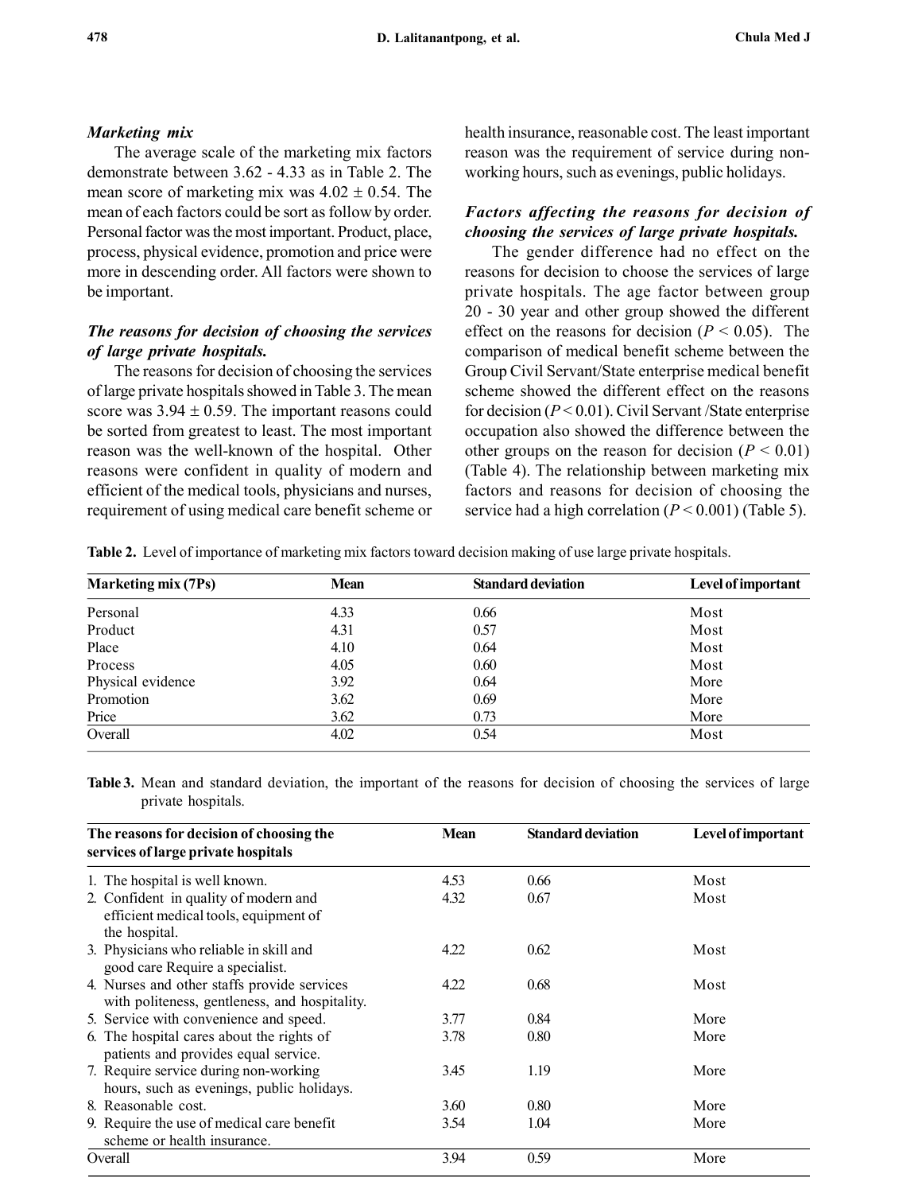### *Marketing mix*

The average scale of the marketing mix factors demonstrate between 3.62 - 4.33 as in Table 2. The mean score of marketing mix was $4.02 \pm 0.54$. The mean of each factors could be sort as follow by order. Personal factor was the most important. Product, place, process, physical evidence, promotion and price were more in descending order. All factors were shown to be important.

### *The reasons for decision of choosing the services of large private hospitals.*

The reasons for decision of choosing the services of large private hospitals showed in Table 3. The mean score was $3.94 \pm 0.59$. The important reasons could be sorted from greatest to least. The most important reason was the well-known of the hospital. Other reasons were confident in quality of modern and efficient of the medical tools, physicians and nurses, requirement of using medical care benefit scheme or health insurance, reasonable cost. The least important reason was the requirement of service during non-working hours, such as evenings, public holidays.

### *Factors affecting the reasons for decision of choosing the services of large private hospitals.*

The gender difference had no effect on the reasons for decision to choose the services of large private hospitals. The age factor between group 20 - 30 year and other group showed the different effect on the reasons for decision ($P < 0.05$). The comparison of medical benefit scheme between the Group Civil Servant/State enterprise medical benefit scheme showed the different effect on the reasons for decision ($P < 0.01$). Civil Servant /State enterprise occupation also showed the difference between the other groups on the reason for decision ($P < 0.01$) (Table 4). The relationship between marketing mix factors and reasons for decision of choosing the service had a high correlation ($P < 0.001$) (Table 5).

**Table 2.** Level of importance of marketing mix factors toward decision making of use large private hospitals.

| Marketing mix (7Ps) | Mean | Standard deviation | Level of important |
|---|---|---|---|
| Personal | 4.33 | 0.66 | Most |
| Product | 4.31 | 0.57 | Most |
| Place | 4.10 | 0.64 | Most |
| Process | 4.05 | 0.60 | Most |
| Physical evidence | 3.92 | 0.64 | More |
| Promotion | 3.62 | 0.69 | More |
| Price | 3.62 | 0.73 | More |
| Overall | 4.02 | 0.54 | Most |

**Table 3.** Mean and standard deviation, the important of the reasons for decision of choosing the services of large private hospitals.

| The reasons for decision of choosing the services of large private hospitals | Mean | Standard deviation | Level of important |
|---|---|---|---|
| 1. The hospital is well known. | 4.53 | 0.66 | Most |
| 2. Confident in quality of modern and efficient medical tools, equipment of the hospital. | 4.32 | 0.67 | Most |
| 3. Physicians who reliable in skill and good care Require a specialist. | 4.22 | 0.62 | Most |
| 4. Nurses and other staffs provide services with politeness, gentleness, and hospitality. | 4.22 | 0.68 | Most |
| 5. Service with convenience and speed. | 3.77 | 0.84 | More |
| 6. The hospital cares about the rights of patients and provides equal service. | 3.78 | 0.80 | More |
| 7. Require service during non-working hours, such as evenings, public holidays. | 3.45 | 1.19 | More |
| 8. Reasonable cost. | 3.60 | 0.80 | More |
| 9. Require the use of medical care benefit scheme or health insurance. | 3.54 | 1.04 | More |
| Overall | 3.94 | 0.59 | More |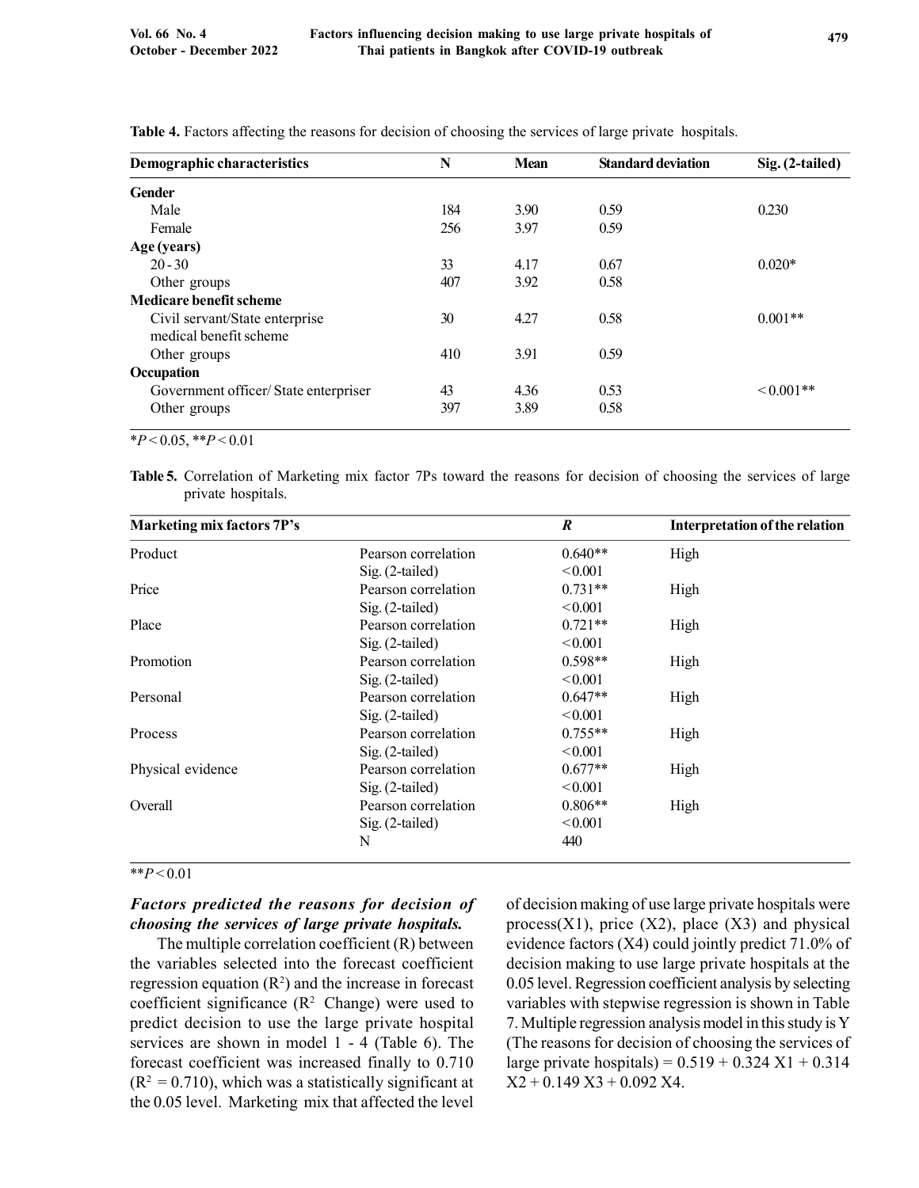**Table 4.** Factors affecting the reasons for decision of choosing the services of large private hospitals.

| Demographic characteristics | N | Mean | Standard deviation | Sig. (2-tailed) |
|---|---|---|---|---|
| **Gender** | | | | |
| Male | 184 | 3.90 | 0.59 | 0.230 |
| Female | 256 | 3.97 | 0.59 | |
| **Age (years)** | | | | |
| 20 - 30 | 33 | 4.17 | 0.67 | 0.020* |
| Other groups | 407 | 3.92 | 0.58 | |
| **Medicare benefit scheme** | | | | |
| Civil servant/State enterprise medical benefit scheme | 30 | 4.27 | 0.58 | 0.001** |
| Other groups | 410 | 3.91 | 0.59 | |
| **Occupation** | | | | |
| Government officer/ State enterpriser | 43 | 4.36 | 0.53 | < 0.001** |
| Other groups | 397 | 3.89 | 0.58 | |

$*P < 0.05$, $**P < 0.01$

**Table 5.** Correlation of Marketing mix factor 7Ps toward the reasons for decision of choosing the services of large private hospitals.

| Marketing mix factors 7P's | | *R* | Interpretation of the relation |
|---|---|---|---|
| Product | Pearson correlation | 0.640** | High |
| | Sig. (2-tailed) | < 0.001 | |
| Price | Pearson correlation | 0.731** | High |
| | Sig. (2-tailed) | < 0.001 | |
| Place | Pearson correlation | 0.721** | High |
| | Sig. (2-tailed) | < 0.001 | |
| Promotion | Pearson correlation | 0.598** | High |
| | Sig. (2-tailed) | < 0.001 | |
| Personal | Pearson correlation | 0.647** | High |
| | Sig. (2-tailed) | < 0.001 | |
| Process | Pearson correlation | 0.755** | High |
| | Sig. (2-tailed) | < 0.001 | |
| Physical evidence | Pearson correlation | 0.677** | High |
| | Sig. (2-tailed) | < 0.001 | |
| Overall | Pearson correlation | 0.806** | High |
| | Sig. (2-tailed) | < 0.001 | |
| | N | 440 | |

$**P < 0.01$

### *Factors predicted the reasons for decision of choosing the services of large private hospitals.*

The multiple correlation coefficient (R) between the variables selected into the forecast coefficient regression equation ($R^2$) and the increase in forecast coefficient significance ($R^2$ Change) were used to predict decision to use the large private hospital services are shown in model 1 - 4 (Table 6). The forecast coefficient was increased finally to 0.710 ($R^2 = 0.710$), which was a statistically significant at the 0.05 level. Marketing mix that affected the level of decision making of use large private hospitals were process($X1$), price ($X2$), place ($X3$) and physical evidence factors ($X4$) could jointly predict 71.0% of decision making to use large private hospitals at the 0.05 level. Regression coefficient analysis by selecting variables with stepwise regression is shown in Table 7. Multiple regression analysis model in this study is Y (The reasons for decision of choosing the services of large private hospitals) = $0.519 + 0.324\,X1 + 0.314\,X2 + 0.149\,X3 + 0.092\,X4$.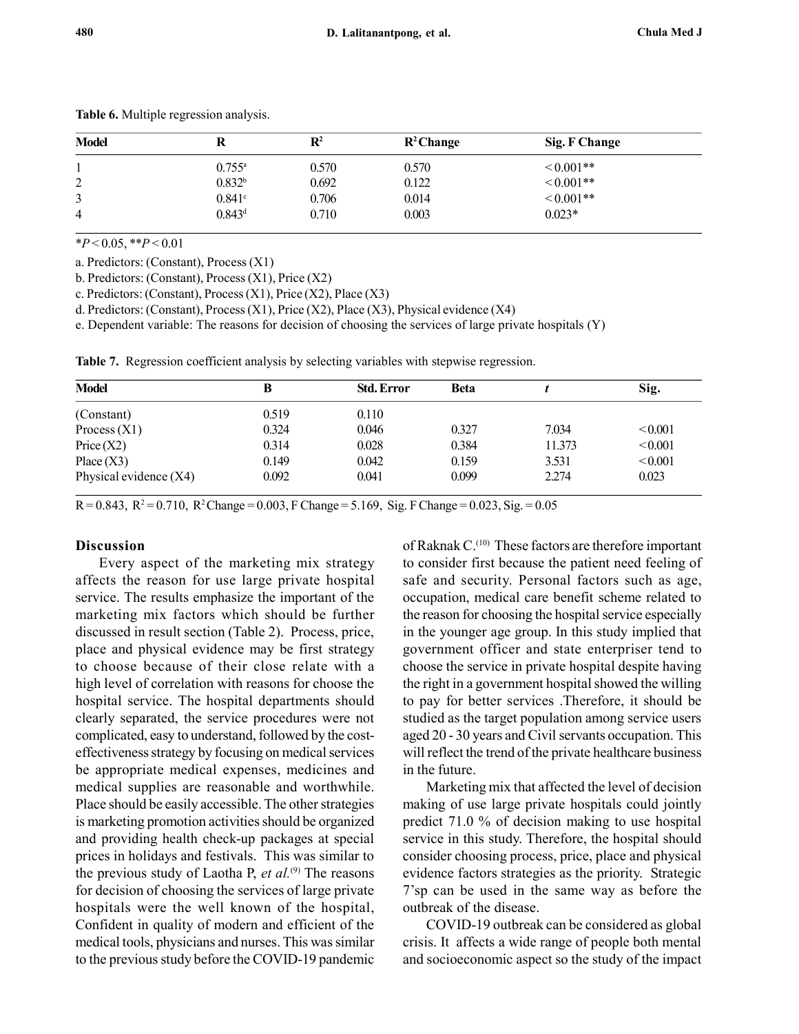**Table 6.** Multiple regression analysis.

| Model | R | $R^2$ | $R^2$ Change | Sig. F Change |
|---|---|---|---|---|
| 1 | 0.755[a] | 0.570 | 0.570 | < 0.001** |
| 2 | 0.832[b] | 0.692 | 0.122 | < 0.001** |
| 3 | 0.841[c] | 0.706 | 0.014 | < 0.001** |
| 4 | 0.843[d] | 0.710 | 0.003 | 0.023* |

*$P < 0.05$, **$P < 0.01$

a. Predictors: (Constant), Process (X1)

b. Predictors: (Constant), Process (X1), Price (X2)

c. Predictors: (Constant), Process (X1), Price (X2), Place (X3)

d. Predictors: (Constant), Process (X1), Price (X2), Place (X3), Physical evidence (X4)

e. Dependent variable: The reasons for decision of choosing the services of large private hospitals (Y)

**Table 7.** Regression coefficient analysis by selecting variables with stepwise regression.

| Model | B | Std. Error | Beta | *t* | Sig. |
|---|---|---|---|---|---|
| (Constant) | 0.519 | 0.110 | | | |
| Process (X1) | 0.324 | 0.046 | 0.327 | 7.034 | < 0.001 |
| Price (X2) | 0.314 | 0.028 | 0.384 | 11.373 | < 0.001 |
| Place (X3) | 0.149 | 0.042 | 0.159 | 3.531 | < 0.001 |
| Physical evidence (X4) | 0.092 | 0.041 | 0.099 | 2.274 | 0.023 |

$R = 0.843$, $R^2 = 0.710$, $R^2$ Change = 0.003, F Change = 5.169, Sig. F Change = 0.023, Sig. = 0.05

## Discussion

Every aspect of the marketing mix strategy affects the reason for use large private hospital service. The results emphasize the important of the marketing mix factors which should be further discussed in result section (Table 2). Process, price, place and physical evidence may be first strategy to choose because of their close relate with a high level of correlation with reasons for choose the hospital service. The hospital departments should clearly separated, the service procedures were not complicated, easy to understand, followed by the cost-effectiveness strategy by focusing on medical services be appropriate medical expenses, medicines and medical supplies are reasonable and worthwhile. Place should be easily accessible. The other strategies is marketing promotion activities should be organized and providing health check-up packages at special prices in holidays and festivals. This was similar to the previous study of Laotha P, *et al.*[9] The reasons for decision of choosing the services of large private hospitals were the well known of the hospital, Confident in quality of modern and efficient of the medical tools, physicians and nurses. This was similar to the previous study before the COVID-19 pandemic of Raknak C.[10] These factors are therefore important to consider first because the patient need feeling of safe and security. Personal factors such as age, occupation, medical care benefit scheme related to the reason for choosing the hospital service especially in the younger age group. In this study implied that government officer and state enterpriser tend to choose the service in private hospital despite having the right in a government hospital showed the willing to pay for better services .Therefore, it should be studied as the target population among service users aged 20 - 30 years and Civil servants occupation. This will reflect the trend of the private healthcare business in the future.

Marketing mix that affected the level of decision making of use large private hospitals could jointly predict 71.0 % of decision making to use hospital service in this study. Therefore, the hospital should consider choosing process, price, place and physical evidence factors strategies as the priority. Strategic 7'sp can be used in the same way as before the outbreak of the disease.

COVID-19 outbreak can be considered as global crisis. It affects a wide range of people both mental and socioeconomic aspect so the study of the impact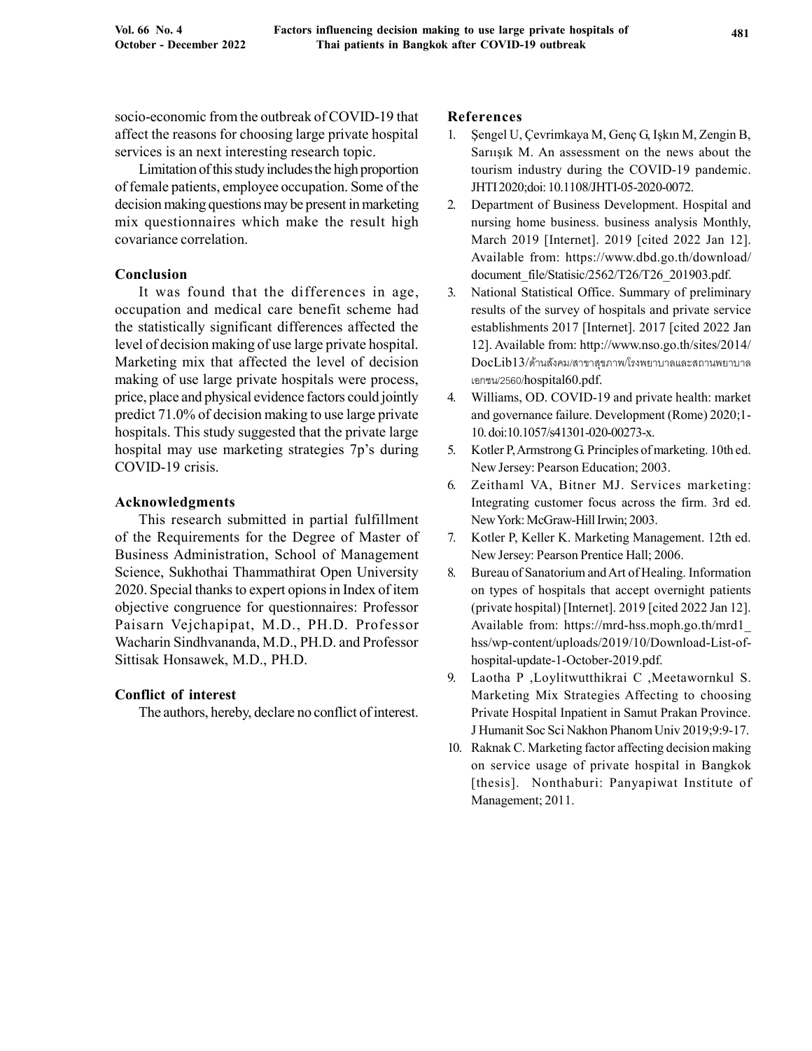socio-economic from the outbreak of COVID-19 that affect the reasons for choosing large private hospital services is an next interesting research topic.

Limitation of this study includes the high proportion of female patients, employee occupation. Some of the decision making questions may be present in marketing mix questionnaires which make the result high covariance correlation.

## Conclusion

It was found that the differences in age, occupation and medical care benefit scheme had the statistically significant differences affected the level of decision making of use large private hospital. Marketing mix that affected the level of decision making of use large private hospitals were process, price, place and physical evidence factors could jointly predict 71.0% of decision making to use large private hospitals. This study suggested that the private large hospital may use marketing strategies 7p's during COVID-19 crisis.

## Acknowledgments

This research submitted in partial fulfillment of the Requirements for the Degree of Master of Business Administration, School of Management Science, Sukhothai Thammathirat Open University 2020. Special thanks to expert opions in Index of item objective congruence for questionnaires: Professor Paisarn Vejchapipat, M.D., PH.D. Professor Wacharin Sindhvananda, M.D., PH.D. and Professor Sittisak Honsawek, M.D., PH.D.

## Conflict of interest

The authors, hereby, declare no conflict of interest.

## References

1. Şengel U, Çevrimkaya M, Genç G, Işkın M, Zengin B, Sarıışık M. An assessment on the news about the tourism industry during the COVID-19 pandemic. JHTI 2020;doi: 10.1108/JHTI-05-2020-0072.
2. Department of Business Development. Hospital and nursing home business. business analysis Monthly, March 2019 [Internet]. 2019 [cited 2022 Jan 12]. Available from: https://www.dbd.go.th/download/document_file/Statisic/2562/T26/T26_201903.pdf.
3. National Statistical Office. Summary of preliminary results of the survey of hospitals and private service establishments 2017 [Internet]. 2017 [cited 2022 Jan 12]. Available from: http://www.nso.go.th/sites/2014/DocLib13/ด้านสังคม/สาขาสุขภาพ/โรงพยาบาลและสถานพยาบาลเอกชน/2560/hospital60.pdf.
4. Williams, OD. COVID-19 and private health: market and governance failure. Development (Rome) 2020;1-10. doi:10.1057/s41301-020-00273-x.
5. Kotler P, Armstrong G. Principles of marketing. 10th ed. New Jersey: Pearson Education; 2003.
6. Zeithaml VA, Bitner MJ. Services marketing: Integrating customer focus across the firm. 3rd ed. New York: McGraw-Hill Irwin; 2003.
7. Kotler P, Keller K. Marketing Management. 12th ed. New Jersey: Pearson Prentice Hall; 2006.
8. Bureau of Sanatorium and Art of Healing. Information on types of hospitals that accept overnight patients (private hospital) [Internet]. 2019 [cited 2022 Jan 12]. Available from: https://mrd-hss.moph.go.th/mrd1_hss/wp-content/uploads/2019/10/Download-List-of-hospital-update-1-October-2019.pdf.
9. Laotha P ,Loylitwutthikrai C ,Meetawornkul S. Marketing Mix Strategies Affecting to choosing Private Hospital Inpatient in Samut Prakan Province. J Humanit Soc Sci Nakhon Phanom Univ 2019;9:9-17.
10. Raknak C. Marketing factor affecting decision making on service usage of private hospital in Bangkok [thesis]. Nonthaburi: Panyapiwat Institute of Management; 2011.